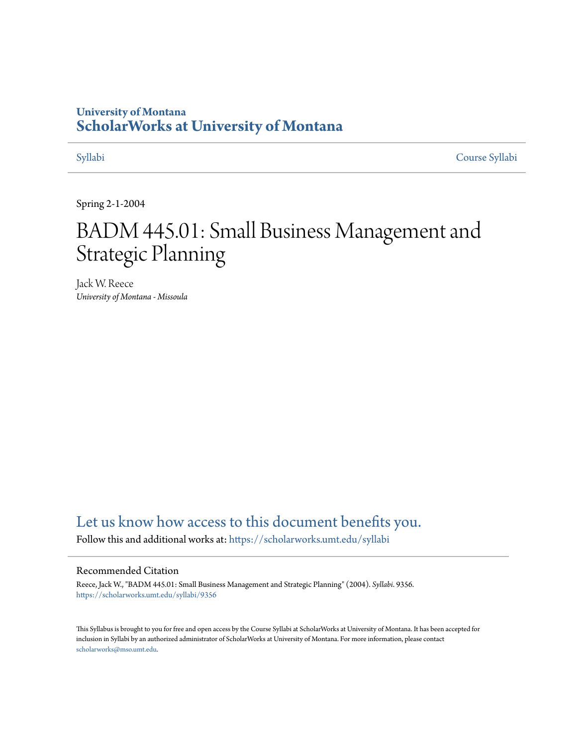University of Montana
# ScholarWorks at University of Montana

Syllabi | Course Syllabi

Spring 2-1-2004

# BADM 445.01: Small Business Management and Strategic Planning

Jack W. Reece
*University of Montana - Missoula*

## Let us know how access to this document benefits you.

Follow this and additional works at: https://scholarworks.umt.edu/syllabi

### Recommended Citation

Reece, Jack W., "BADM 445.01: Small Business Management and Strategic Planning" (2004). *Syllabi*. 9356.
https://scholarworks.umt.edu/syllabi/9356

This Syllabus is brought to you for free and open access by the Course Syllabi at ScholarWorks at University of Montana. It has been accepted for inclusion in Syllabi by an authorized administrator of ScholarWorks at University of Montana. For more information, please contact scholarworks@mso.umt.edu.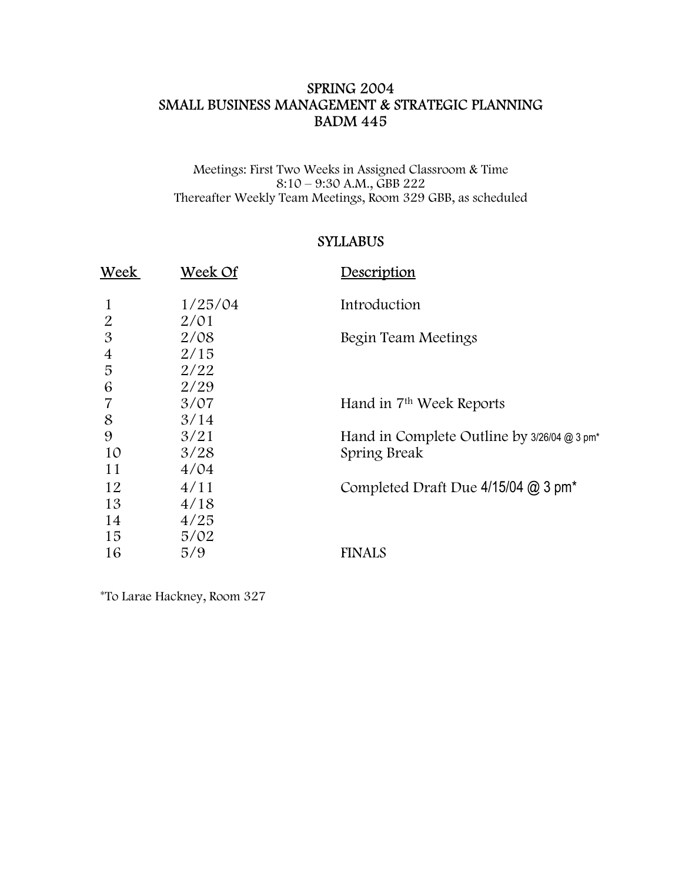# SPRING 2004
# SMALL BUSINESS MANAGEMENT & STRATEGIC PLANNING
# BADM 445

Meetings: First Two Weeks in Assigned Classroom & Time
8:10 – 9:30 A.M., GBB 222
Thereafter Weekly Team Meetings, Room 329 GBB, as scheduled

## SYLLABUS

| Week | Week Of | Description |
|---|---|---|
| 1 | 1/25/04 | Introduction |
| 2 | 2/01 | |
| 3 | 2/08 | Begin Team Meetings |
| 4 | 2/15 | |
| 5 | 2/22 | |
| 6 | 2/29 | |
| 7 | 3/07 | Hand in 7th Week Reports |
| 8 | 3/14 | |
| 9 | 3/21 | Hand in Complete Outline by 3/26/04 @ 3 pm* |
| 10 | 3/28 | Spring Break |
| 11 | 4/04 | |
| 12 | 4/11 | Completed Draft Due 4/15/04 @ 3 pm* |
| 13 | 4/18 | |
| 14 | 4/25 | |
| 15 | 5/02 | |
| 16 | 5/9 | FINALS |

*To Larae Hackney, Room 327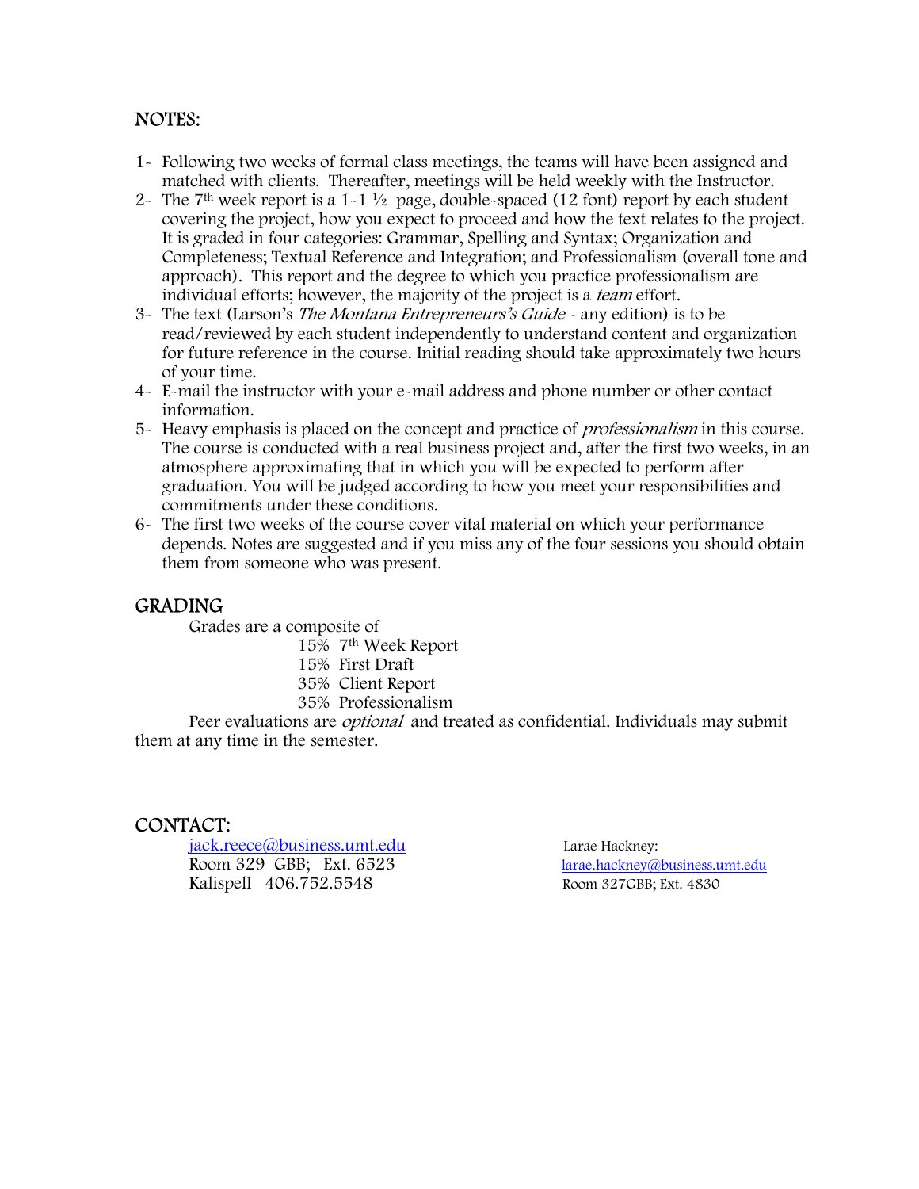## NOTES:

1- Following two weeks of formal class meetings, the teams will have been assigned and matched with clients. Thereafter, meetings will be held weekly with the Instructor.
2- The 7th week report is a 1-1 ½ page, double-spaced (12 font) report by each student covering the project, how you expect to proceed and how the text relates to the project. It is graded in four categories: Grammar, Spelling and Syntax; Organization and Completeness; Textual Reference and Integration; and Professionalism (overall tone and approach). This report and the degree to which you practice professionalism are individual efforts; however, the majority of the project is a *team* effort.
3- The text (Larson's *The Montana Entrepreneurs's Guide* - any edition) is to be read/reviewed by each student independently to understand content and organization for future reference in the course. Initial reading should take approximately two hours of your time.
4- E-mail the instructor with your e-mail address and phone number or other contact information.
5- Heavy emphasis is placed on the concept and practice of *professionalism* in this course. The course is conducted with a real business project and, after the first two weeks, in an atmosphere approximating that in which you will be expected to perform after graduation. You will be judged according to how you meet your responsibilities and commitments under these conditions.
6- The first two weeks of the course cover vital material on which your performance depends. Notes are suggested and if you miss any of the four sessions you should obtain them from someone who was present.

## GRADING

Grades are a composite of

15% 7th Week Report
15% First Draft
35% Client Report
35% Professionalism

Peer evaluations are *optional* and treated as confidential. Individuals may submit them at any time in the semester.

## CONTACT:

jack.reece@business.umt.edu
Room 329 GBB; Ext. 6523
Kalispell 406.752.5548

Larae Hackney:
larae.hackney@business.umt.edu
Room 327GBB; Ext. 4830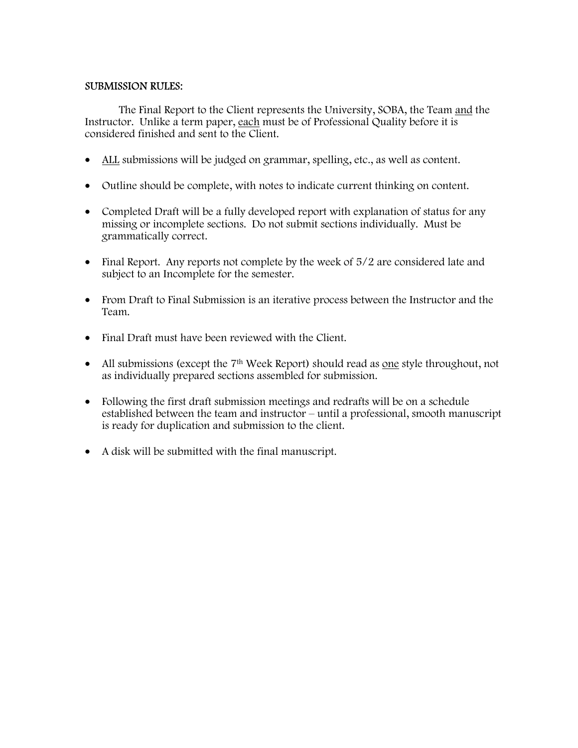## SUBMISSION RULES:

The Final Report to the Client represents the University, SOBA, the Team <u>and</u> the Instructor. Unlike a term paper, <u>each</u> must be of Professional Quality before it is considered finished and sent to the Client.

- <u>ALL</u> submissions will be judged on grammar, spelling, etc., as well as content.
- Outline should be complete, with notes to indicate current thinking on content.
- Completed Draft will be a fully developed report with explanation of status for any missing or incomplete sections. Do not submit sections individually. Must be grammatically correct.
- Final Report. Any reports not complete by the week of 5/2 are considered late and subject to an Incomplete for the semester.
- From Draft to Final Submission is an iterative process between the Instructor and the Team.
- Final Draft must have been reviewed with the Client.
- All submissions (except the 7th Week Report) should read as <u>one</u> style throughout, not as individually prepared sections assembled for submission.
- Following the first draft submission meetings and redrafts will be on a schedule established between the team and instructor – until a professional, smooth manuscript is ready for duplication and submission to the client.
- A disk will be submitted with the final manuscript.